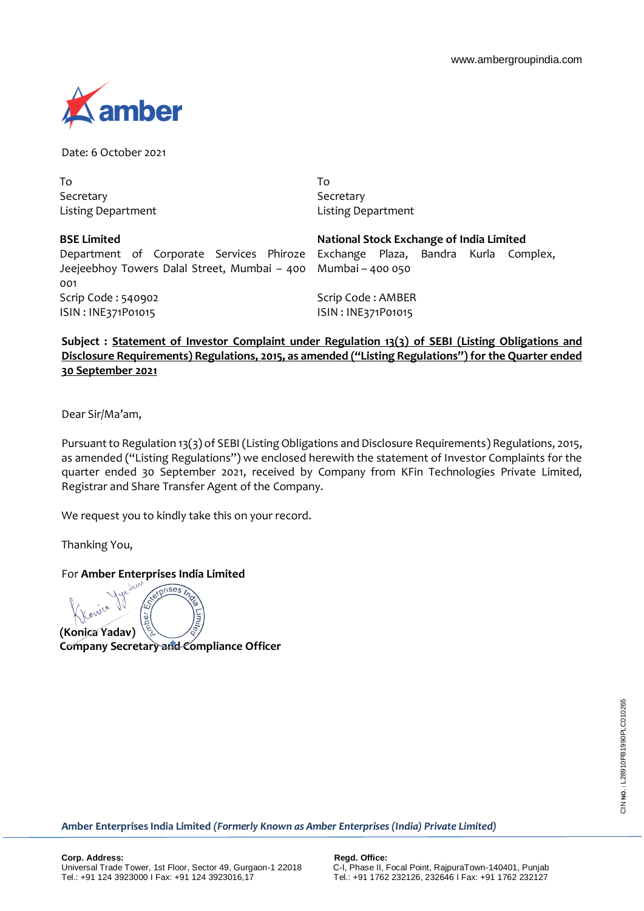www.ambergroupindia.com

Date: 6 October 2021

To
Secretary
Listing Department

**BSE Limited**
Department of Corporate Services Phiroze Jeejeebhoy Towers Dalal Street, Mumbai – 400 001
Scrip Code : 540902
ISIN : INE371P01015

To
Secretary
Listing Department

**National Stock Exchange of India Limited**
Exchange Plaza, Bandra Kurla Complex, Mumbai – 400 050
Scrip Code : AMBER
ISIN : INE371P01015

**Subject : Statement of Investor Complaint under Regulation 13(3) of SEBI (Listing Obligations and Disclosure Requirements) Regulations, 2015, as amended ("Listing Regulations") for the Quarter ended 30 September 2021**

Dear Sir/Ma'am,

Pursuant to Regulation 13(3) of SEBI (Listing Obligations and Disclosure Requirements) Regulations, 2015, as amended ("Listing Regulations") we enclosed herewith the statement of Investor Complaints for the quarter ended 30 September 2021, received by Company from KFin Technologies Private Limited, Registrar and Share Transfer Agent of the Company.

We request you to kindly take this on your record.

Thanking You,

For **Amber Enterprises India Limited**

**(Konica Yadav)**
**Company Secretary and Compliance Officer**

CIN No.: L28910PB1990PLC010265

**Amber Enterprises India Limited** ***(Formerly Known as Amber Enterprises (India) Private Limited)***

**Corp. Address:**
Universal Trade Tower, 1st Floor, Sector 49, Gurgaon-1 22018
Tel.: +91 124 3923000 I Fax: +91 124 3923016,17

**Regd. Office:**
C-I, Phase II, Focal Point, RajpuraTown-140401, Punjab
Tel.: +91 1762 232126, 232646 I Fax: +91 1762 232127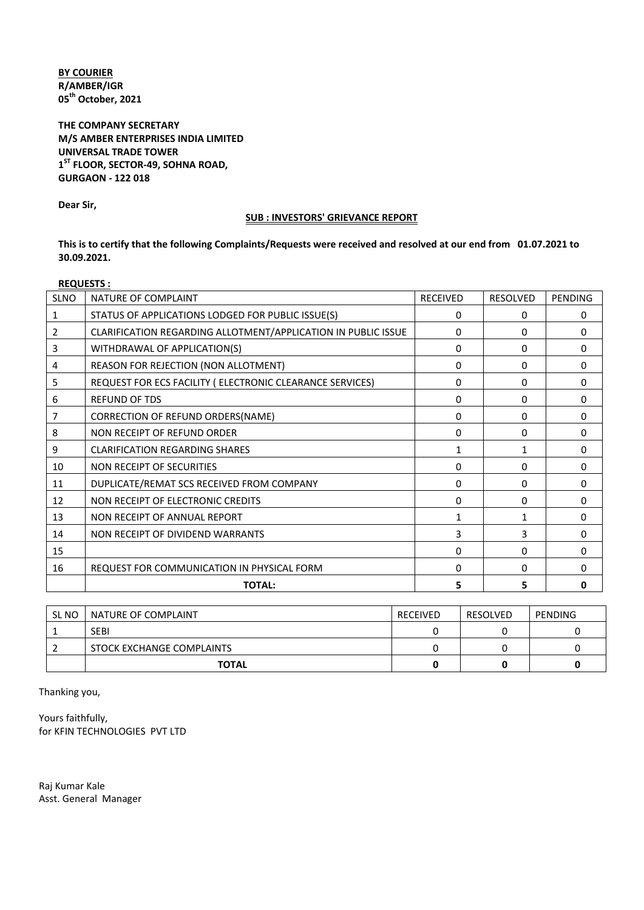**BY COURIER**
**R/AMBER/IGR**
**05th October, 2021**

**THE COMPANY SECRETARY**
**M/S AMBER ENTERPRISES INDIA LIMITED**
**UNIVERSAL TRADE TOWER**
**1ST FLOOR, SECTOR-49, SOHNA ROAD,**
**GURGAON - 122 018**

**Dear Sir,**

**SUB : INVESTORS' GRIEVANCE REPORT**

**This is to certify that the following Complaints/Requests were received and resolved at our end from 01.07.2021 to 30.09.2021.**

**REQUESTS :**

| SLNO | NATURE OF COMPLAINT | RECEIVED | RESOLVED | PENDING |
|---|---|---|---|---|
| 1 | STATUS OF APPLICATIONS LODGED FOR PUBLIC ISSUE(S) | 0 | 0 | 0 |
| 2 | CLARIFICATION REGARDING ALLOTMENT/APPLICATION IN PUBLIC ISSUE | 0 | 0 | 0 |
| 3 | WITHDRAWAL OF APPLICATION(S) | 0 | 0 | 0 |
| 4 | REASON FOR REJECTION (NON ALLOTMENT) | 0 | 0 | 0 |
| 5 | REQUEST FOR ECS FACILITY ( ELECTRONIC CLEARANCE SERVICES) | 0 | 0 | 0 |
| 6 | REFUND OF TDS | 0 | 0 | 0 |
| 7 | CORRECTION OF REFUND ORDERS(NAME) | 0 | 0 | 0 |
| 8 | NON RECEIPT OF REFUND ORDER | 0 | 0 | 0 |
| 9 | CLARIFICATION REGARDING SHARES | 1 | 1 | 0 |
| 10 | NON RECEIPT OF SECURITIES | 0 | 0 | 0 |
| 11 | DUPLICATE/REMAT SCS RECEIVED FROM COMPANY | 0 | 0 | 0 |
| 12 | NON RECEIPT OF ELECTRONIC CREDITS | 0 | 0 | 0 |
| 13 | NON RECEIPT OF ANNUAL REPORT | 1 | 1 | 0 |
| 14 | NON RECEIPT OF DIVIDEND WARRANTS | 3 | 3 | 0 |
| 15 | | 0 | 0 | 0 |
| 16 | REQUEST FOR COMMUNICATION IN PHYSICAL FORM | 0 | 0 | 0 |
| | **TOTAL:** | **5** | **5** | **0** |

| SL NO | NATURE OF COMPLAINT | RECEIVED | RESOLVED | PENDING |
|---|---|---|---|---|
| 1 | SEBI | 0 | 0 | 0 |
| 2 | STOCK EXCHANGE COMPLAINTS | 0 | 0 | 0 |
| | **TOTAL** | **0** | **0** | **0** |

Thanking you,

Yours faithfully,
for KFIN TECHNOLOGIES PVT LTD

Raj Kumar Kale
Asst. General Manager